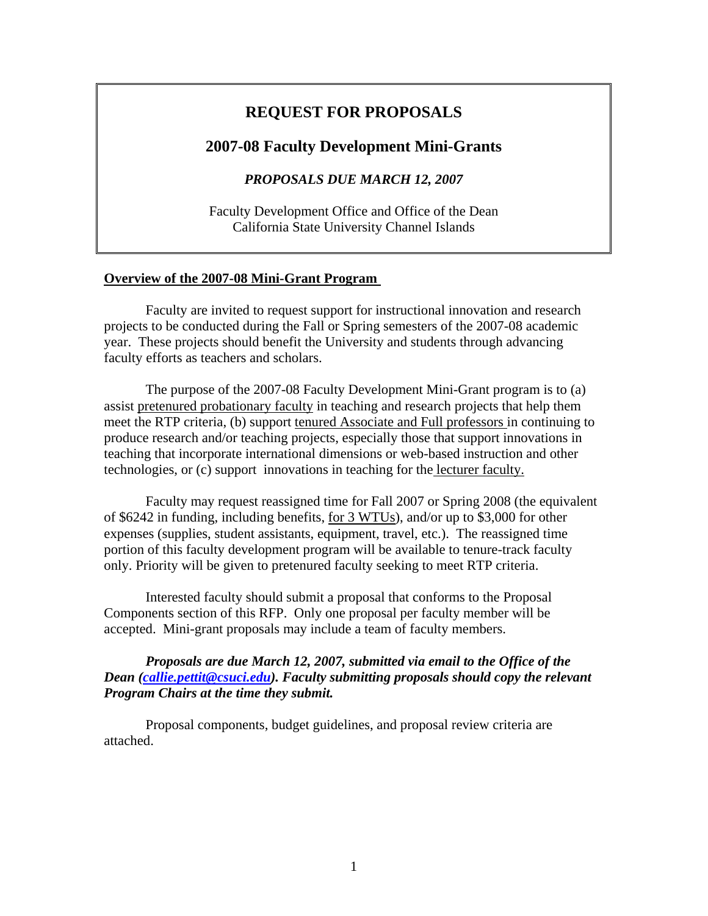# REQUEST FOR PROPOSALS

## 2007-08 Faculty Development Mini-Grants

*PROPOSALS DUE MARCH 12, 2007*

Faculty Development Office and Office of the Dean
California State University Channel Islands

**Overview of the 2007-08 Mini-Grant Program**

Faculty are invited to request support for instructional innovation and research projects to be conducted during the Fall or Spring semesters of the 2007-08 academic year. These projects should benefit the University and students through advancing faculty efforts as teachers and scholars.

The purpose of the 2007-08 Faculty Development Mini-Grant program is to (a) assist pretenured probationary faculty in teaching and research projects that help them meet the RTP criteria, (b) support tenured Associate and Full professors in continuing to produce research and/or teaching projects, especially those that support innovations in teaching that incorporate international dimensions or web-based instruction and other technologies, or (c) support innovations in teaching for the lecturer faculty.

Faculty may request reassigned time for Fall 2007 or Spring 2008 (the equivalent of $6242 in funding, including benefits, for 3 WTUs), and/or up to $3,000 for other expenses (supplies, student assistants, equipment, travel, etc.). The reassigned time portion of this faculty development program will be available to tenure-track faculty only. Priority will be given to pretenured faculty seeking to meet RTP criteria.

Interested faculty should submit a proposal that conforms to the Proposal Components section of this RFP. Only one proposal per faculty member will be accepted. Mini-grant proposals may include a team of faculty members.

***Proposals are due March 12, 2007, submitted via email to the Office of the Dean (callie.pettit@csuci.edu). Faculty submitting proposals should copy the relevant Program Chairs at the time they submit.***

Proposal components, budget guidelines, and proposal review criteria are attached.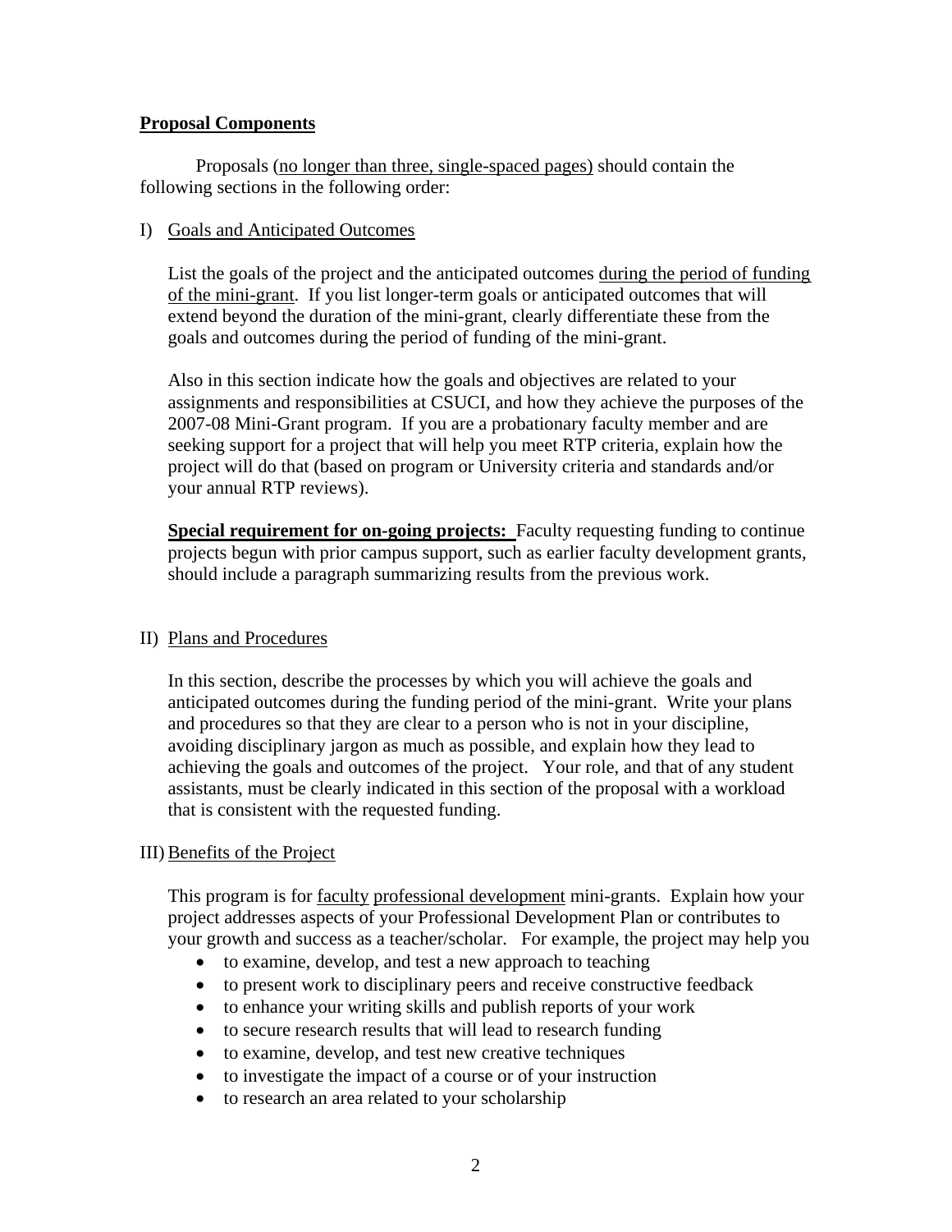## Proposal Components

Proposals (no longer than three, single-spaced pages) should contain the following sections in the following order:

### I) Goals and Anticipated Outcomes

List the goals of the project and the anticipated outcomes during the period of funding of the mini-grant. If you list longer-term goals or anticipated outcomes that will extend beyond the duration of the mini-grant, clearly differentiate these from the goals and outcomes during the period of funding of the mini-grant.

Also in this section indicate how the goals and objectives are related to your assignments and responsibilities at CSUCI, and how they achieve the purposes of the 2007-08 Mini-Grant program. If you are a probationary faculty member and are seeking support for a project that will help you meet RTP criteria, explain how the project will do that (based on program or University criteria and standards and/or your annual RTP reviews).

**Special requirement for on-going projects:** Faculty requesting funding to continue projects begun with prior campus support, such as earlier faculty development grants, should include a paragraph summarizing results from the previous work.

### II) Plans and Procedures

In this section, describe the processes by which you will achieve the goals and anticipated outcomes during the funding period of the mini-grant. Write your plans and procedures so that they are clear to a person who is not in your discipline, avoiding disciplinary jargon as much as possible, and explain how they lead to achieving the goals and outcomes of the project. Your role, and that of any student assistants, must be clearly indicated in this section of the proposal with a workload that is consistent with the requested funding.

### III) Benefits of the Project

This program is for faculty professional development mini-grants. Explain how your project addresses aspects of your Professional Development Plan or contributes to your growth and success as a teacher/scholar. For example, the project may help you

- to examine, develop, and test a new approach to teaching
- to present work to disciplinary peers and receive constructive feedback
- to enhance your writing skills and publish reports of your work
- to secure research results that will lead to research funding
- to examine, develop, and test new creative techniques
- to investigate the impact of a course or of your instruction
- to research an area related to your scholarship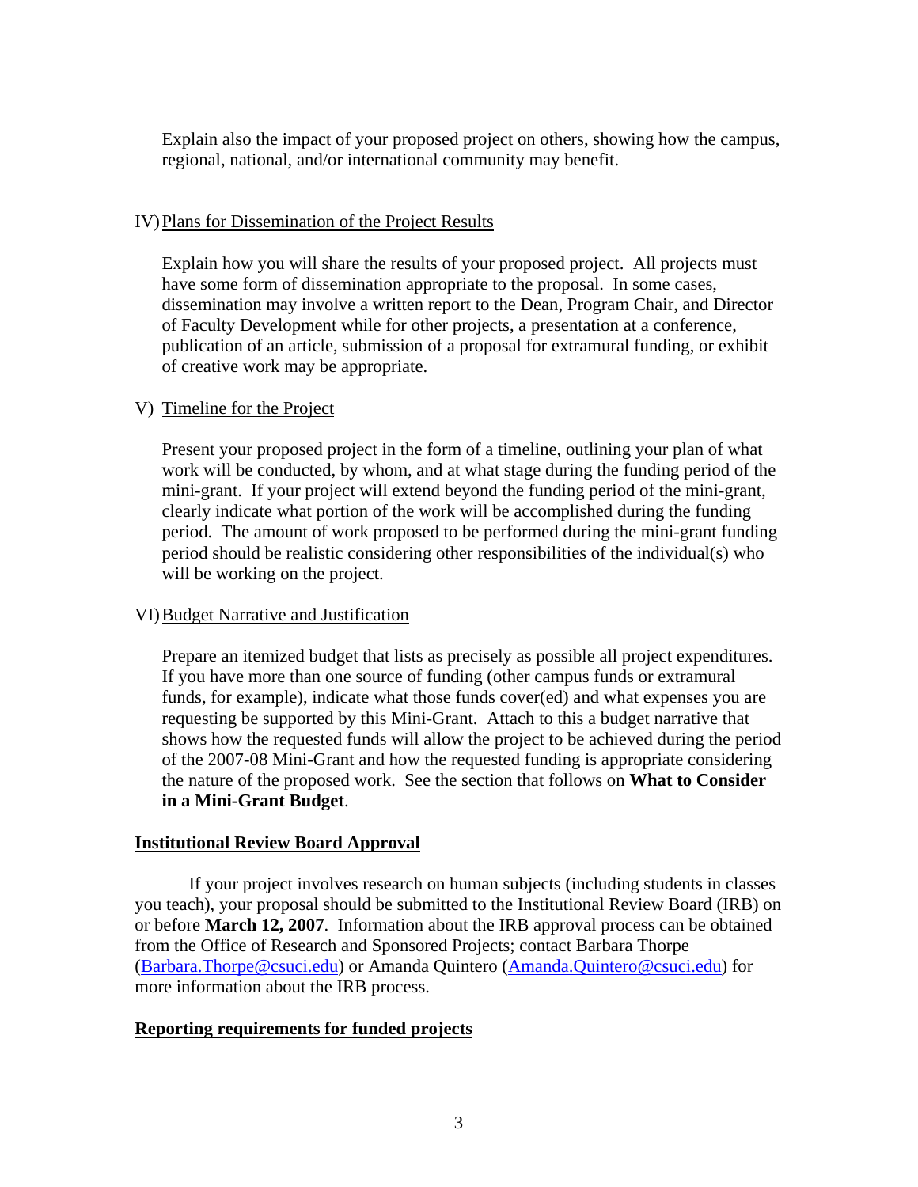Explain also the impact of your proposed project on others, showing how the campus, regional, national, and/or international community may benefit.

IV) Plans for Dissemination of the Project Results

Explain how you will share the results of your proposed project. All projects must have some form of dissemination appropriate to the proposal. In some cases, dissemination may involve a written report to the Dean, Program Chair, and Director of Faculty Development while for other projects, a presentation at a conference, publication of an article, submission of a proposal for extramural funding, or exhibit of creative work may be appropriate.

V) Timeline for the Project

Present your proposed project in the form of a timeline, outlining your plan of what work will be conducted, by whom, and at what stage during the funding period of the mini-grant. If your project will extend beyond the funding period of the mini-grant, clearly indicate what portion of the work will be accomplished during the funding period. The amount of work proposed to be performed during the mini-grant funding period should be realistic considering other responsibilities of the individual(s) who will be working on the project.

VI) Budget Narrative and Justification

Prepare an itemized budget that lists as precisely as possible all project expenditures. If you have more than one source of funding (other campus funds or extramural funds, for example), indicate what those funds cover(ed) and what expenses you are requesting be supported by this Mini-Grant. Attach to this a budget narrative that shows how the requested funds will allow the project to be achieved during the period of the 2007-08 Mini-Grant and how the requested funding is appropriate considering the nature of the proposed work. See the section that follows on **What to Consider in a Mini-Grant Budget**.

## Institutional Review Board Approval

If your project involves research on human subjects (including students in classes you teach), your proposal should be submitted to the Institutional Review Board (IRB) on or before **March 12, 2007**. Information about the IRB approval process can be obtained from the Office of Research and Sponsored Projects; contact Barbara Thorpe (Barbara.Thorpe@csuci.edu) or Amanda Quintero (Amanda.Quintero@csuci.edu) for more information about the IRB process.

## Reporting requirements for funded projects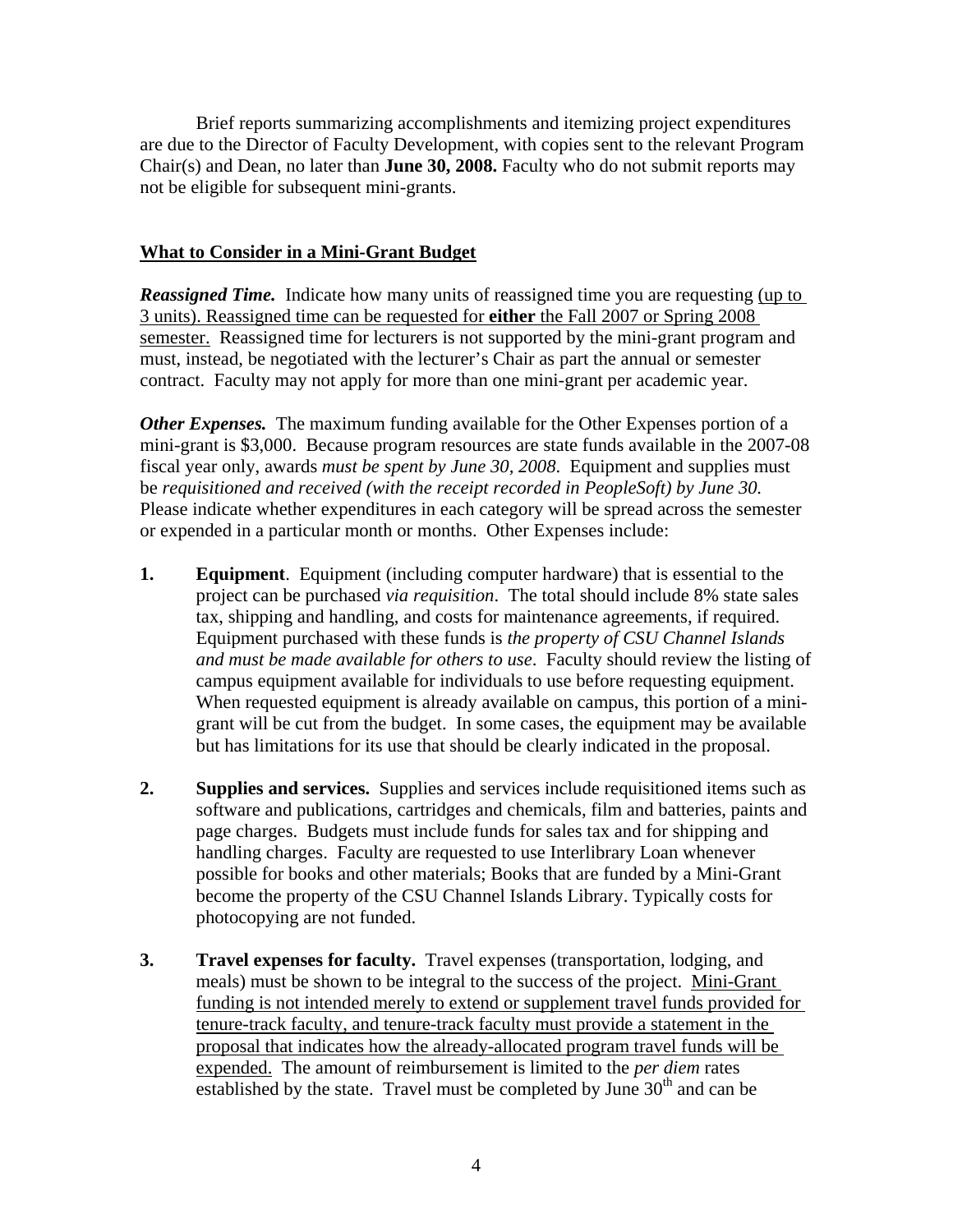Brief reports summarizing accomplishments and itemizing project expenditures are due to the Director of Faculty Development, with copies sent to the relevant Program Chair(s) and Dean, no later than **June 30, 2008.** Faculty who do not submit reports may not be eligible for subsequent mini-grants.

## What to Consider in a Mini-Grant Budget

***Reassigned Time.*** Indicate how many units of reassigned time you are requesting (up to 3 units). Reassigned time can be requested for **either** the Fall 2007 or Spring 2008 semester. Reassigned time for lecturers is not supported by the mini-grant program and must, instead, be negotiated with the lecturer's Chair as part the annual or semester contract. Faculty may not apply for more than one mini-grant per academic year.

***Other Expenses.*** The maximum funding available for the Other Expenses portion of a mini-grant is $3,000. Because program resources are state funds available in the 2007-08 fiscal year only, awards *must be spent by June 30, 2008*. Equipment and supplies must be *requisitioned and received (with the receipt recorded in PeopleSoft) by June 30.* Please indicate whether expenditures in each category will be spread across the semester or expended in a particular month or months. Other Expenses include:

1. **Equipment**. Equipment (including computer hardware) that is essential to the project can be purchased *via requisition*. The total should include 8% state sales tax, shipping and handling, and costs for maintenance agreements, if required. Equipment purchased with these funds is *the property of CSU Channel Islands and must be made available for others to use*. Faculty should review the listing of campus equipment available for individuals to use before requesting equipment. When requested equipment is already available on campus, this portion of a mini-grant will be cut from the budget. In some cases, the equipment may be available but has limitations for its use that should be clearly indicated in the proposal.

2. **Supplies and services.** Supplies and services include requisitioned items such as software and publications, cartridges and chemicals, film and batteries, paints and page charges. Budgets must include funds for sales tax and for shipping and handling charges. Faculty are requested to use Interlibrary Loan whenever possible for books and other materials; Books that are funded by a Mini-Grant become the property of the CSU Channel Islands Library. Typically costs for photocopying are not funded.

3. **Travel expenses for faculty.** Travel expenses (transportation, lodging, and meals) must be shown to be integral to the success of the project. Mini-Grant funding is not intended merely to extend or supplement travel funds provided for tenure-track faculty, and tenure-track faculty must provide a statement in the proposal that indicates how the already-allocated program travel funds will be expended. The amount of reimbursement is limited to the *per diem* rates established by the state. Travel must be completed by June 30th and can be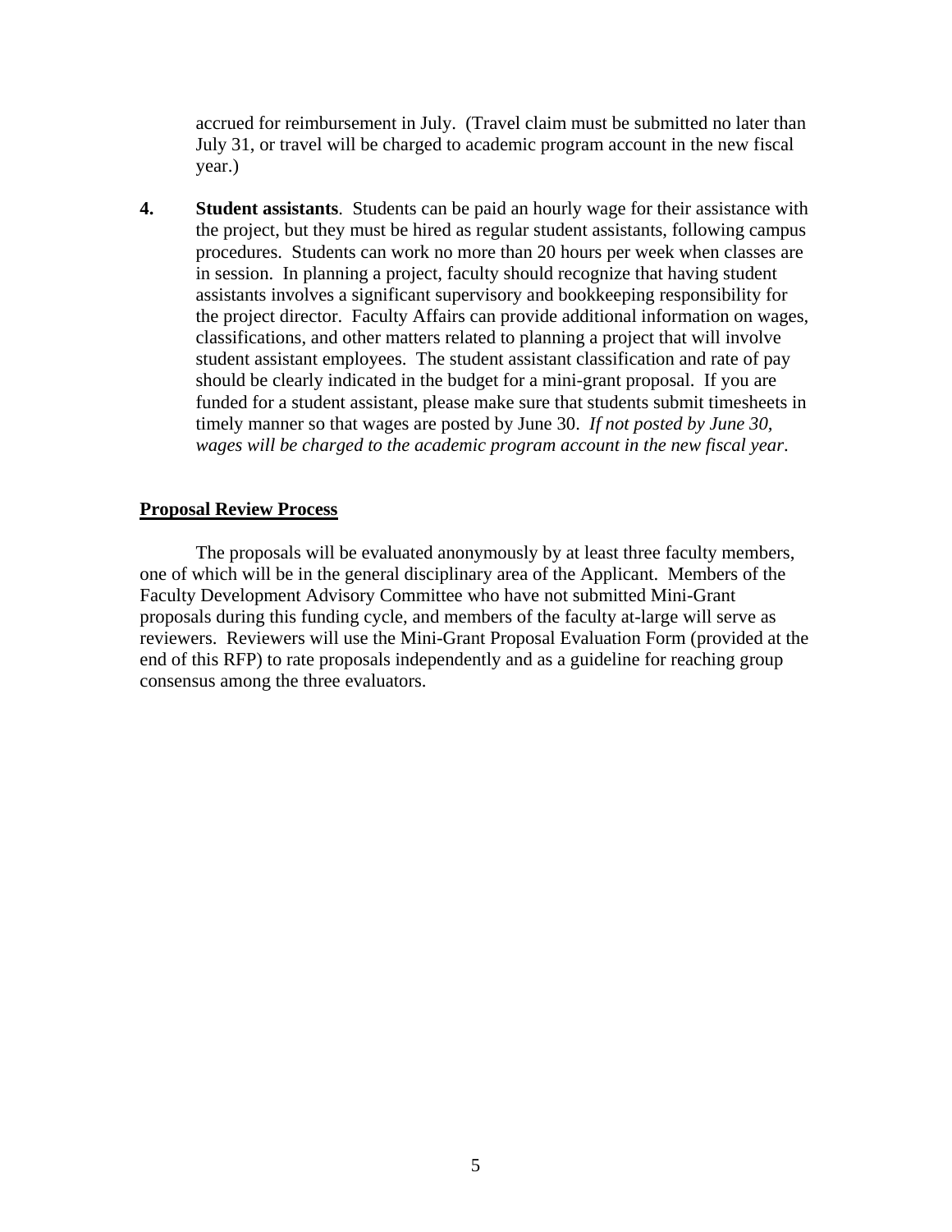accrued for reimbursement in July. (Travel claim must be submitted no later than July 31, or travel will be charged to academic program account in the new fiscal year.)

4. **Student assistants**. Students can be paid an hourly wage for their assistance with the project, but they must be hired as regular student assistants, following campus procedures. Students can work no more than 20 hours per week when classes are in session. In planning a project, faculty should recognize that having student assistants involves a significant supervisory and bookkeeping responsibility for the project director. Faculty Affairs can provide additional information on wages, classifications, and other matters related to planning a project that will involve student assistant employees. The student assistant classification and rate of pay should be clearly indicated in the budget for a mini-grant proposal. If you are funded for a student assistant, please make sure that students submit timesheets in timely manner so that wages are posted by June 30. *If not posted by June 30, wages will be charged to the academic program account in the new fiscal year*.

## Proposal Review Process

The proposals will be evaluated anonymously by at least three faculty members, one of which will be in the general disciplinary area of the Applicant. Members of the Faculty Development Advisory Committee who have not submitted Mini-Grant proposals during this funding cycle, and members of the faculty at-large will serve as reviewers. Reviewers will use the Mini-Grant Proposal Evaluation Form (provided at the end of this RFP) to rate proposals independently and as a guideline for reaching group consensus among the three evaluators.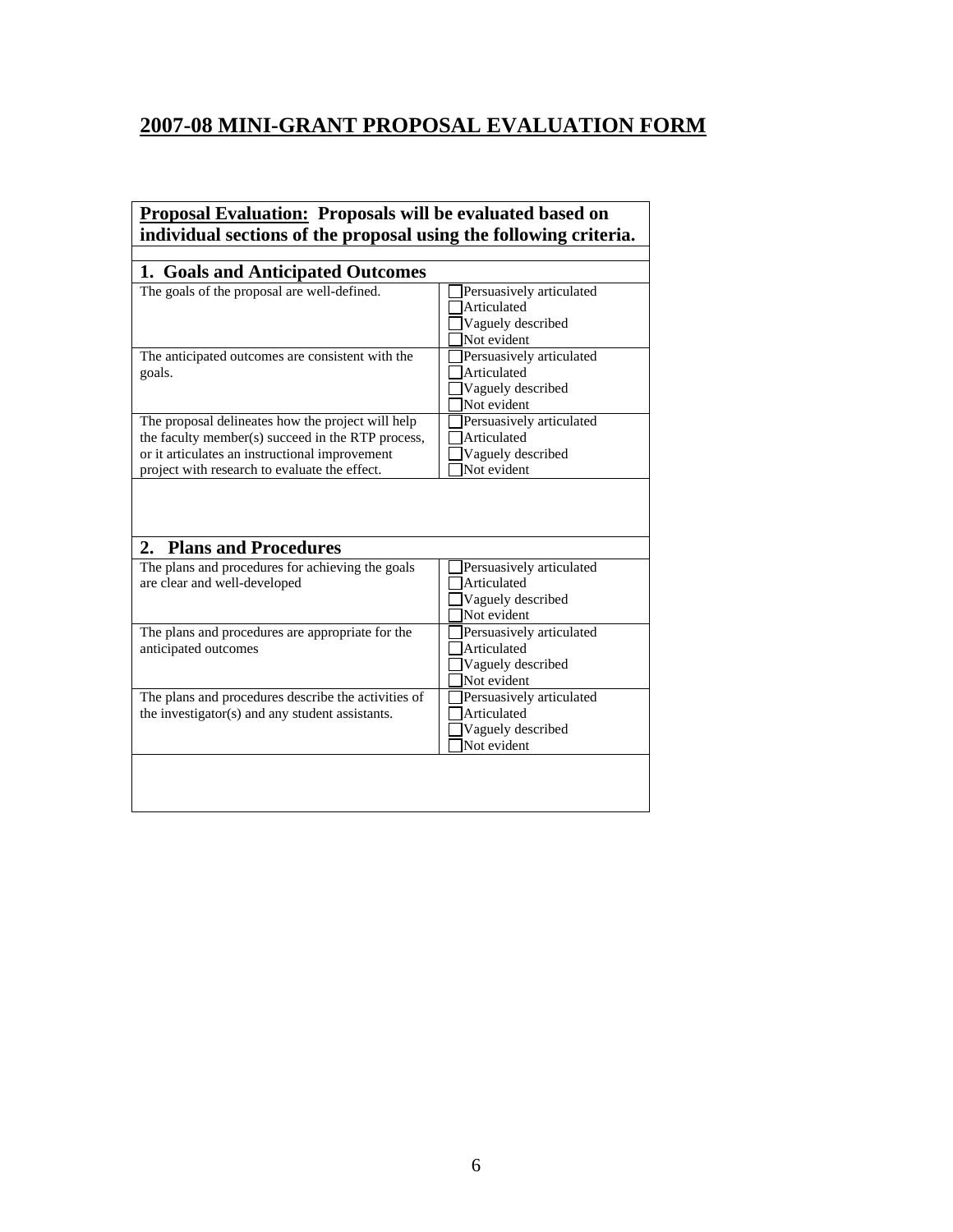# 2007-08 MINI-GRANT PROPOSAL EVALUATION FORM

| **Proposal Evaluation: Proposals will be evaluated based on individual sections of the proposal using the following criteria.** | |
|---|---|
| **1. Goals and Anticipated Outcomes** | |
| The goals of the proposal are well-defined. | ☐ Persuasively articulated<br>☐ Articulated<br>☐ Vaguely described<br>☐ Not evident |
| The anticipated outcomes are consistent with the goals. | ☐ Persuasively articulated<br>☐ Articulated<br>☐ Vaguely described<br>☐ Not evident |
| The proposal delineates how the project will help the faculty member(s) succeed in the RTP process, or it articulates an instructional improvement project with research to evaluate the effect. | ☐ Persuasively articulated<br>☐ Articulated<br>☐ Vaguely described<br>☐ Not evident |
| | |
| **2. Plans and Procedures** | |
| The plans and procedures for achieving the goals are clear and well-developed | ☐ Persuasively articulated<br>☐ Articulated<br>☐ Vaguely described<br>☐ Not evident |
| The plans and procedures are appropriate for the anticipated outcomes | ☐ Persuasively articulated<br>☐ Articulated<br>☐ Vaguely described<br>☐ Not evident |
| The plans and procedures describe the activities of the investigator(s) and any student assistants. | ☐ Persuasively articulated<br>☐ Articulated<br>☐ Vaguely described<br>☐ Not evident |
| | |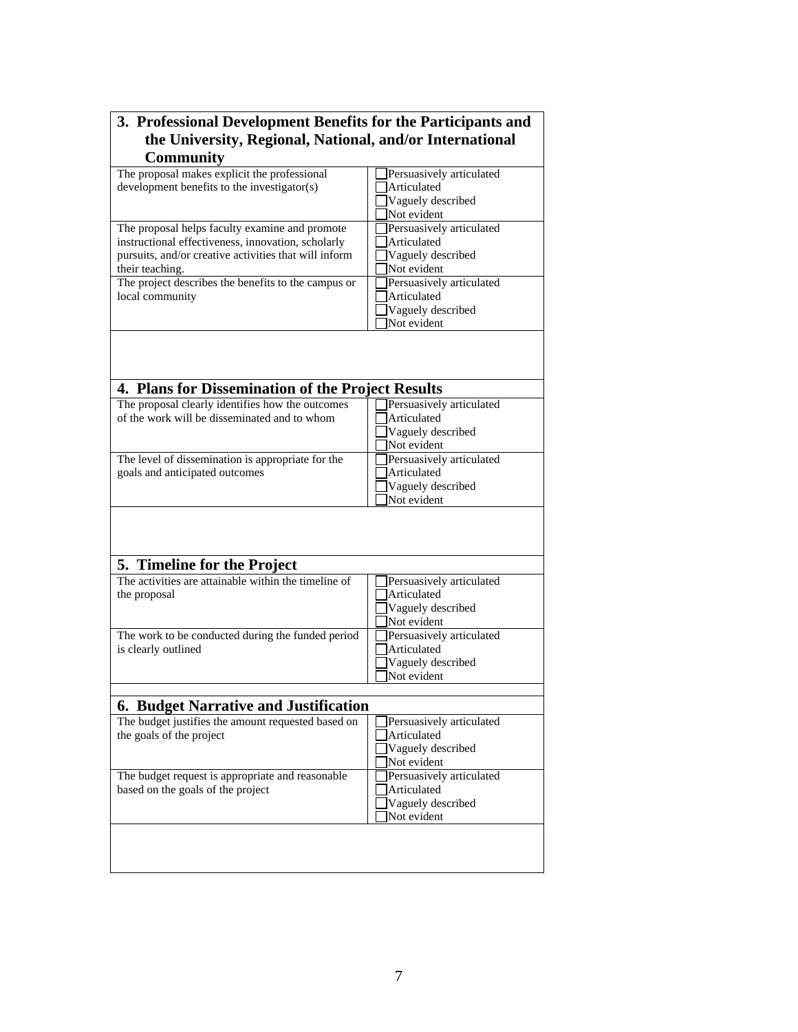| 3. Professional Development Benefits for the Participants and the University, Regional, National, and/or International Community | |
|---|---|
| The proposal makes explicit the professional development benefits to the investigator(s) | ☐ Persuasively articulated<br>☐ Articulated<br>☐ Vaguely described<br>☐ Not evident |
| The proposal helps faculty examine and promote instructional effectiveness, innovation, scholarly pursuits, and/or creative activities that will inform their teaching. | ☐ Persuasively articulated<br>☐ Articulated<br>☐ Vaguely described<br>☐ Not evident |
| The project describes the benefits to the campus or local community | ☐ Persuasively articulated<br>☐ Articulated<br>☐ Vaguely described<br>☐ Not evident |
| | |
| **4. Plans for Dissemination of the Project Results** | |
| The proposal clearly identifies how the outcomes of the work will be disseminated and to whom | ☐ Persuasively articulated<br>☐ Articulated<br>☐ Vaguely described<br>☐ Not evident |
| The level of dissemination is appropriate for the goals and anticipated outcomes | ☐ Persuasively articulated<br>☐ Articulated<br>☐ Vaguely described<br>☐ Not evident |
| | |
| **5. Timeline for the Project** | |
| The activities are attainable within the timeline of the proposal | ☐ Persuasively articulated<br>☐ Articulated<br>☐ Vaguely described<br>☐ Not evident |
| The work to be conducted during the funded period is clearly outlined | ☐ Persuasively articulated<br>☐ Articulated<br>☐ Vaguely described<br>☐ Not evident |
| | |
| **6. Budget Narrative and Justification** | |
| The budget justifies the amount requested based on the goals of the project | ☐ Persuasively articulated<br>☐ Articulated<br>☐ Vaguely described<br>☐ Not evident |
| The budget request is appropriate and reasonable based on the goals of the project | ☐ Persuasively articulated<br>☐ Articulated<br>☐ Vaguely described<br>☐ Not evident |
| | |